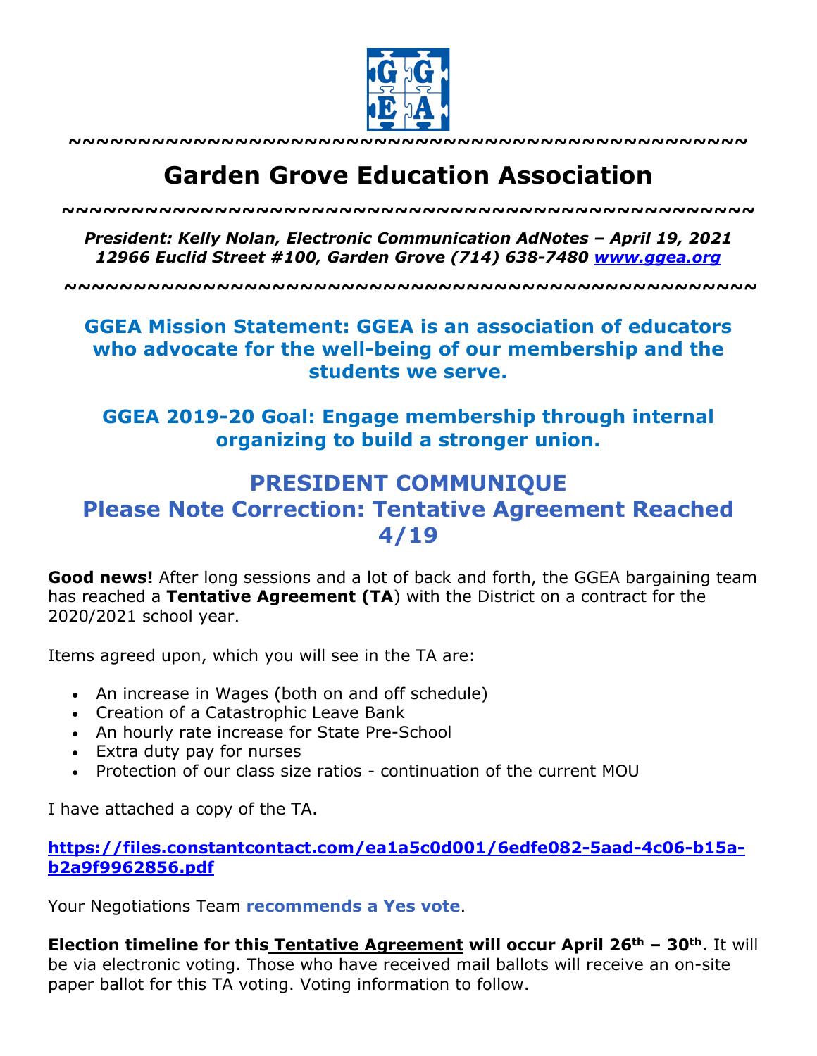~~~~~~~~~~~~~~~~~~~~~~~~~~~~~~~~~~~~~~~~~~~~~~~~~~

# Garden Grove Education Association

~~~~~~~~~~~~~~~~~~~~~~~~~~~~~~~~~~~~~~~~~~~~~~~~~~

***President: Kelly Nolan, Electronic Communication AdNotes – April 19, 2021***
***12966 Euclid Street #100, Garden Grove (714) 638-7480 [www.ggea.org](http://www.ggea.org)***

~~~~~~~~~~~~~~~~~~~~~~~~~~~~~~~~~~~~~~~~~~~~~~~~~~

**GGEA Mission Statement: GGEA is an association of educators who advocate for the well-being of our membership and the students we serve.**

**GGEA 2019-20 Goal: Engage membership through internal organizing to build a stronger union.**

## PRESIDENT COMMUNIQUE
## Please Note Correction: Tentative Agreement Reached 4/19

**Good news!** After long sessions and a lot of back and forth, the GGEA bargaining team has reached a **Tentative Agreement (TA**) with the District on a contract for the 2020/2021 school year.

Items agreed upon, which you will see in the TA are:

- An increase in Wages (both on and off schedule)
- Creation of a Catastrophic Leave Bank
- An hourly rate increase for State Pre-School
- Extra duty pay for nurses
- Protection of our class size ratios - continuation of the current MOU

I have attached a copy of the TA.

**[https://files.constantcontact.com/ea1a5c0d001/6edfe082-5aad-4c06-b15a-b2a9f9962856.pdf](https://files.constantcontact.com/ea1a5c0d001/6edfe082-5aad-4c06-b15a-b2a9f9962856.pdf)**

Your Negotiations Team **recommends a Yes vote**.

**Election timeline for this Tentative Agreement will occur April 26th – 30th**. It will be via electronic voting. Those who have received mail ballots will receive an on-site paper ballot for this TA voting. Voting information to follow.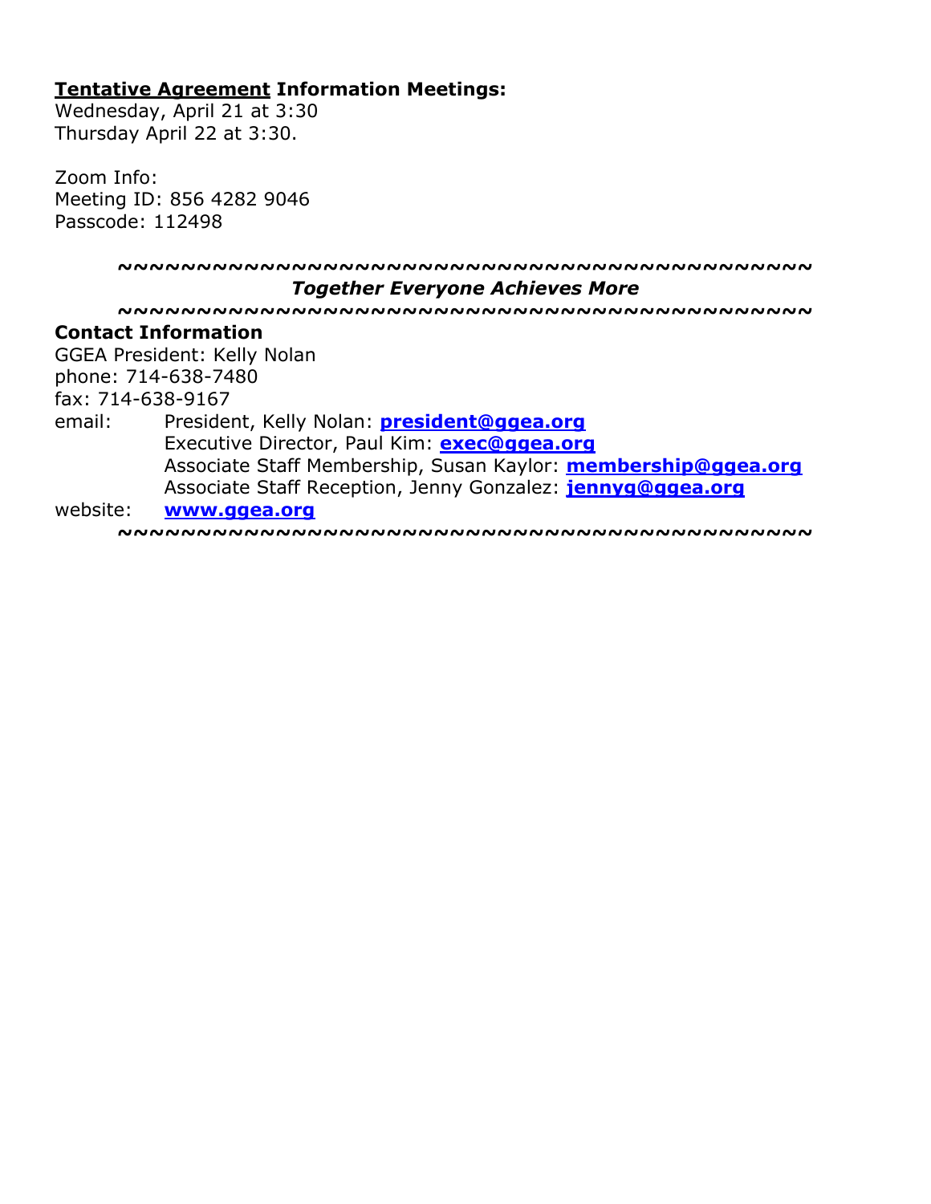**Tentative Agreement Information Meetings:**
Wednesday, April 21 at 3:30
Thursday April 22 at 3:30.

Zoom Info:
Meeting ID: 856 4282 9046
Passcode: 112498

**~~~~~~~~~~~~~~~~~~~~~~~~~~~~~~~~~~~~~~~~~~~~~~**

***Together Everyone Achieves More***

**~~~~~~~~~~~~~~~~~~~~~~~~~~~~~~~~~~~~~~~~~~~~~~**

**Contact Information**

GGEA President: Kelly Nolan
phone: 714-638-7480
fax: 714-638-9167

email:
President, Kelly Nolan: **president@ggea.org**
Executive Director, Paul Kim: **exec@ggea.org**
Associate Staff Membership, Susan Kaylor: **membership@ggea.org**
Associate Staff Reception, Jenny Gonzalez: **jennyg@ggea.org**

website: **www.ggea.org**

**~~~~~~~~~~~~~~~~~~~~~~~~~~~~~~~~~~~~~~~~~~~~~~**